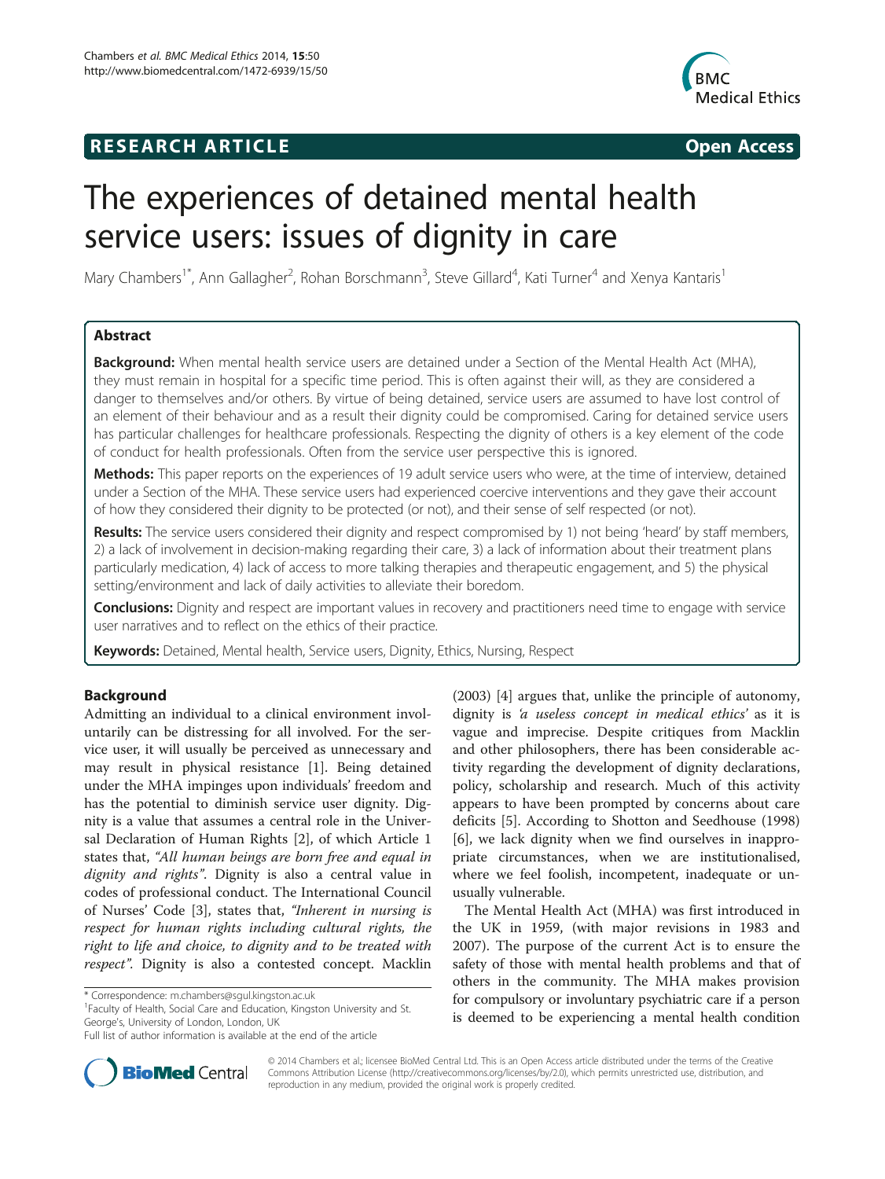RESEARCH ARTICLE Open Access

# The experiences of detained mental health service users: issues of dignity in care

Mary Chambers[1*], Ann Gallagher[2], Rohan Borschmann[3], Steve Gillard[4], Kati Turner[4] and Xenya Kantaris[1]

## Abstract

**Background:** When mental health service users are detained under a Section of the Mental Health Act (MHA), they must remain in hospital for a specific time period. This is often against their will, as they are considered a danger to themselves and/or others. By virtue of being detained, service users are assumed to have lost control of an element of their behaviour and as a result their dignity could be compromised. Caring for detained service users has particular challenges for healthcare professionals. Respecting the dignity of others is a key element of the code of conduct for health professionals. Often from the service user perspective this is ignored.

**Methods:** This paper reports on the experiences of 19 adult service users who were, at the time of interview, detained under a Section of the MHA. These service users had experienced coercive interventions and they gave their account of how they considered their dignity to be protected (or not), and their sense of self respected (or not).

**Results:** The service users considered their dignity and respect compromised by 1) not being 'heard' by staff members, 2) a lack of involvement in decision-making regarding their care, 3) a lack of information about their treatment plans particularly medication, 4) lack of access to more talking therapies and therapeutic engagement, and 5) the physical setting/environment and lack of daily activities to alleviate their boredom.

**Conclusions:** Dignity and respect are important values in recovery and practitioners need time to engage with service user narratives and to reflect on the ethics of their practice.

**Keywords:** Detained, Mental health, Service users, Dignity, Ethics, Nursing, Respect

## Background

Admitting an individual to a clinical environment involuntarily can be distressing for all involved. For the service user, it will usually be perceived as unnecessary and may result in physical resistance [1]. Being detained under the MHA impinges upon individuals' freedom and has the potential to diminish service user dignity. Dignity is a value that assumes a central role in the Universal Declaration of Human Rights [2], of which Article 1 states that, *"All human beings are born free and equal in dignity and rights"*. Dignity is also a central value in codes of professional conduct. The International Council of Nurses' Code [3], states that, *"Inherent in nursing is respect for human rights including cultural rights, the right to life and choice, to dignity and to be treated with respect"*. Dignity is also a contested concept. Macklin (2003) [4] argues that, unlike the principle of autonomy, dignity is *'a useless concept in medical ethics'* as it is vague and imprecise. Despite critiques from Macklin and other philosophers, there has been considerable activity regarding the development of dignity declarations, policy, scholarship and research. Much of this activity appears to have been prompted by concerns about care deficits [5]. According to Shotton and Seedhouse (1998) [6], we lack dignity when we find ourselves in inappropriate circumstances, when we are institutionalised, where we feel foolish, incompetent, inadequate or unusually vulnerable.

The Mental Health Act (MHA) was first introduced in the UK in 1959, (with major revisions in 1983 and 2007). The purpose of the current Act is to ensure the safety of those with mental health problems and that of others in the community. The MHA makes provision for compulsory or involuntary psychiatric care if a person is deemed to be experiencing a mental health condition

\* Correspondence: m.chambers@sgul.kingston.ac.uk
[1]Faculty of Health, Social Care and Education, Kingston University and St. George's, University of London, London, UK
Full list of author information is available at the end of the article

© 2014 Chambers et al.; licensee BioMed Central Ltd. This is an Open Access article distributed under the terms of the Creative Commons Attribution License (http://creativecommons.org/licenses/by/2.0), which permits unrestricted use, distribution, and reproduction in any medium, provided the original work is properly credited.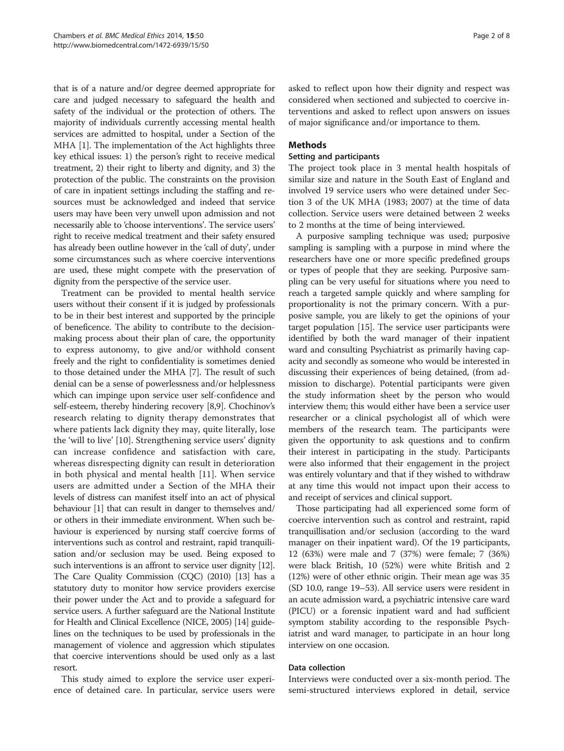that is of a nature and/or degree deemed appropriate for care and judged necessary to safeguard the health and safety of the individual or the protection of others. The majority of individuals currently accessing mental health services are admitted to hospital, under a Section of the MHA [1]. The implementation of the Act highlights three key ethical issues: 1) the person's right to receive medical treatment, 2) their right to liberty and dignity, and 3) the protection of the public. The constraints on the provision of care in inpatient settings including the staffing and resources must be acknowledged and indeed that service users may have been very unwell upon admission and not necessarily able to 'choose interventions'. The service users' right to receive medical treatment and their safety ensured has already been outline however in the 'call of duty', under some circumstances such as where coercive interventions are used, these might compete with the preservation of dignity from the perspective of the service user.

Treatment can be provided to mental health service users without their consent if it is judged by professionals to be in their best interest and supported by the principle of beneficence. The ability to contribute to the decision-making process about their plan of care, the opportunity to express autonomy, to give and/or withhold consent freely and the right to confidentiality is sometimes denied to those detained under the MHA [7]. The result of such denial can be a sense of powerlessness and/or helplessness which can impinge upon service user self-confidence and self-esteem, thereby hindering recovery [8,9]. Chochinov's research relating to dignity therapy demonstrates that where patients lack dignity they may, quite literally, lose the 'will to live' [10]. Strengthening service users' dignity can increase confidence and satisfaction with care, whereas disrespecting dignity can result in deterioration in both physical and mental health [11]. When service users are admitted under a Section of the MHA their levels of distress can manifest itself into an act of physical behaviour [1] that can result in danger to themselves and/or others in their immediate environment. When such behaviour is experienced by nursing staff coercive forms of interventions such as control and restraint, rapid tranquilisation and/or seclusion may be used. Being exposed to such interventions is an affront to service user dignity [12]. The Care Quality Commission (CQC) (2010) [13] has a statutory duty to monitor how service providers exercise their power under the Act and to provide a safeguard for service users. A further safeguard are the National Institute for Health and Clinical Excellence (NICE, 2005) [14] guidelines on the techniques to be used by professionals in the management of violence and aggression which stipulates that coercive interventions should be used only as a last resort.

This study aimed to explore the service user experience of detained care. In particular, service users were asked to reflect upon how their dignity and respect was considered when sectioned and subjected to coercive interventions and asked to reflect upon answers on issues of major significance and/or importance to them.

## Methods

### Setting and participants

The project took place in 3 mental health hospitals of similar size and nature in the South East of England and involved 19 service users who were detained under Section 3 of the UK MHA (1983; 2007) at the time of data collection. Service users were detained between 2 weeks to 2 months at the time of being interviewed.

A purposive sampling technique was used; purposive sampling is sampling with a purpose in mind where the researchers have one or more specific predefined groups or types of people that they are seeking. Purposive sampling can be very useful for situations where you need to reach a targeted sample quickly and where sampling for proportionality is not the primary concern. With a purposive sample, you are likely to get the opinions of your target population [15]. The service user participants were identified by both the ward manager of their inpatient ward and consulting Psychiatrist as primarily having capacity and secondly as someone who would be interested in discussing their experiences of being detained, (from admission to discharge). Potential participants were given the study information sheet by the person who would interview them; this would either have been a service user researcher or a clinical psychologist all of which were members of the research team. The participants were given the opportunity to ask questions and to confirm their interest in participating in the study. Participants were also informed that their engagement in the project was entirely voluntary and that if they wished to withdraw at any time this would not impact upon their access to and receipt of services and clinical support.

Those participating had all experienced some form of coercive intervention such as control and restraint, rapid tranquillisation and/or seclusion (according to the ward manager on their inpatient ward). Of the 19 participants, 12 (63%) were male and 7 (37%) were female; 7 (36%) were black British, 10 (52%) were white British and 2 (12%) were of other ethnic origin. Their mean age was 35 (SD 10.0, range 19–53). All service users were resident in an acute admission ward, a psychiatric intensive care ward (PICU) or a forensic inpatient ward and had sufficient symptom stability according to the responsible Psychiatrist and ward manager, to participate in an hour long interview on one occasion.

### Data collection

Interviews were conducted over a six-month period. The semi-structured interviews explored in detail, service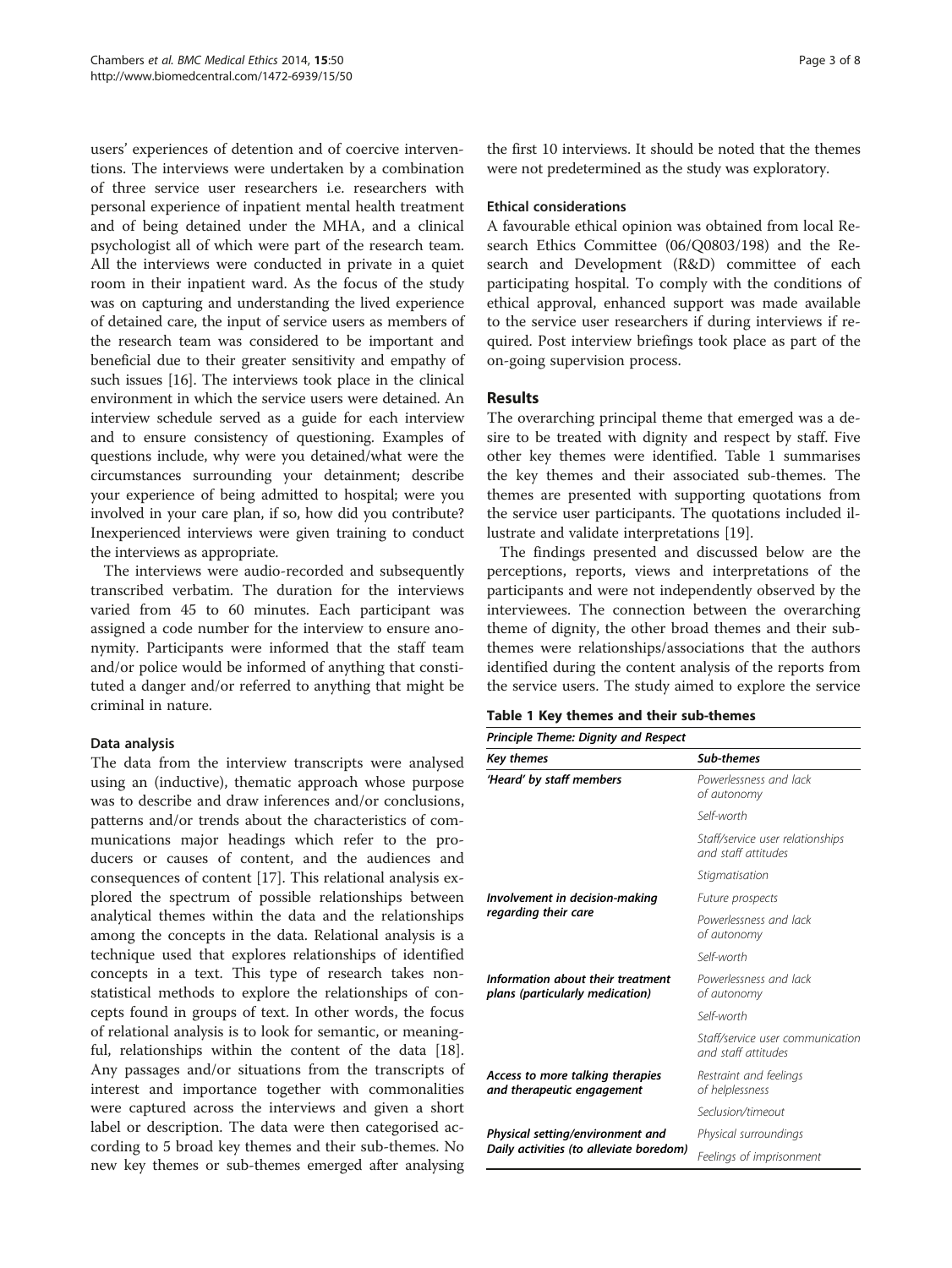users' experiences of detention and of coercive interventions. The interviews were undertaken by a combination of three service user researchers i.e. researchers with personal experience of inpatient mental health treatment and of being detained under the MHA, and a clinical psychologist all of which were part of the research team. All the interviews were conducted in private in a quiet room in their inpatient ward. As the focus of the study was on capturing and understanding the lived experience of detained care, the input of service users as members of the research team was considered to be important and beneficial due to their greater sensitivity and empathy of such issues [16]. The interviews took place in the clinical environment in which the service users were detained. An interview schedule served as a guide for each interview and to ensure consistency of questioning. Examples of questions include, why were you detained/what were the circumstances surrounding your detainment; describe your experience of being admitted to hospital; were you involved in your care plan, if so, how did you contribute? Inexperienced interviews were given training to conduct the interviews as appropriate.

The interviews were audio-recorded and subsequently transcribed verbatim. The duration for the interviews varied from 45 to 60 minutes. Each participant was assigned a code number for the interview to ensure anonymity. Participants were informed that the staff team and/or police would be informed of anything that constituted a danger and/or referred to anything that might be criminal in nature.

### Data analysis

The data from the interview transcripts were analysed using an (inductive), thematic approach whose purpose was to describe and draw inferences and/or conclusions, patterns and/or trends about the characteristics of communications major headings which refer to the producers or causes of content, and the audiences and consequences of content [17]. This relational analysis explored the spectrum of possible relationships between analytical themes within the data and the relationships among the concepts in the data. Relational analysis is a technique used that explores relationships of identified concepts in a text. This type of research takes non-statistical methods to explore the relationships of concepts found in groups of text. In other words, the focus of relational analysis is to look for semantic, or meaningful, relationships within the content of the data [18]. Any passages and/or situations from the transcripts of interest and importance together with commonalities were captured across the interviews and given a short label or description. The data were then categorised according to 5 broad key themes and their sub-themes. No new key themes or sub-themes emerged after analysing the first 10 interviews. It should be noted that the themes were not predetermined as the study was exploratory.

### Ethical considerations

A favourable ethical opinion was obtained from local Research Ethics Committee (06/Q0803/198) and the Research and Development (R&D) committee of each participating hospital. To comply with the conditions of ethical approval, enhanced support was made available to the service user researchers if during interviews if required. Post interview briefings took place as part of the on-going supervision process.

## Results

The overarching principal theme that emerged was a desire to be treated with dignity and respect by staff. Five other key themes were identified. Table 1 summarises the key themes and their associated sub-themes. The themes are presented with supporting quotations from the service user participants. The quotations included illustrate and validate interpretations [19].

The findings presented and discussed below are the perceptions, reports, views and interpretations of the participants and were not independently observed by the interviewees. The connection between the overarching theme of dignity, the other broad themes and their sub-themes were relationships/associations that the authors identified during the content analysis of the reports from the service users. The study aimed to explore the service

**Table 1 Key themes and their sub-themes**

| *Principle Theme: Dignity and Respect* | |
|---|---|
| ***Key themes*** | ***Sub-themes*** |
| ***'Heard' by staff members*** | *Powerlessness and lack of autonomy* |
| | *Self-worth* |
| | *Staff/service user relationships and staff attitudes* |
| | *Stigmatisation* |
| ***Involvement in decision-making regarding their care*** | *Future prospects* |
| | *Powerlessness and lack of autonomy* |
| | *Self-worth* |
| ***Information about their treatment plans (particularly medication)*** | *Powerlessness and lack of autonomy* |
| | *Self-worth* |
| | *Staff/service user communication and staff attitudes* |
| ***Access to more talking therapies and therapeutic engagement*** | *Restraint and feelings of helplessness* |
| | *Seclusion/timeout* |
| ***Physical setting/environment and Daily activities (to alleviate boredom)*** | *Physical surroundings* |
| | *Feelings of imprisonment* |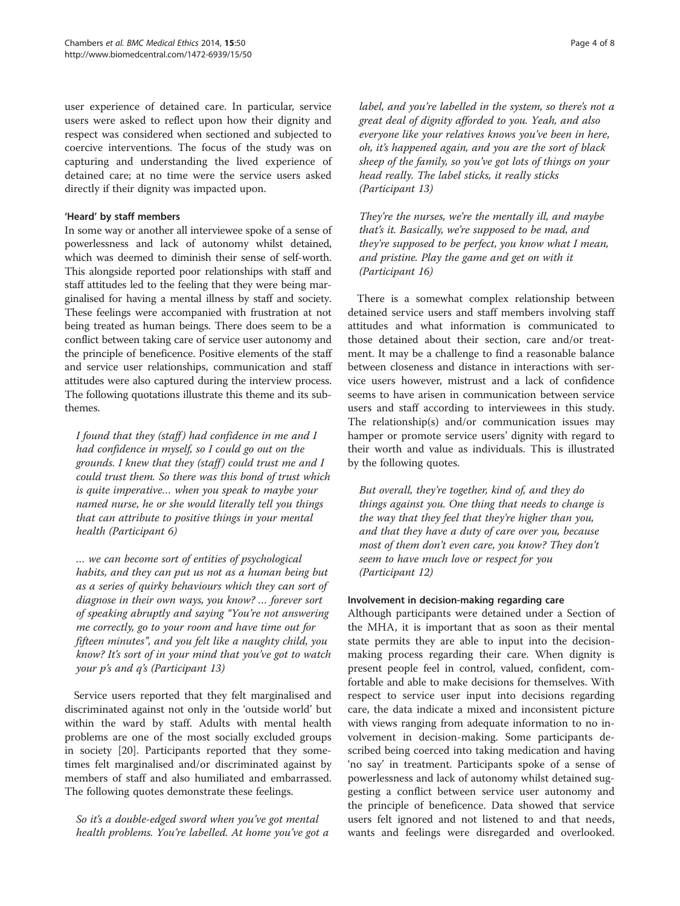user experience of detained care. In particular, service users were asked to reflect upon how their dignity and respect was considered when sectioned and subjected to coercive interventions. The focus of the study was on capturing and understanding the lived experience of detained care; at no time were the service users asked directly if their dignity was impacted upon.

#### 'Heard' by staff members

In some way or another all interviewee spoke of a sense of powerlessness and lack of autonomy whilst detained, which was deemed to diminish their sense of self-worth. This alongside reported poor relationships with staff and staff attitudes led to the feeling that they were being marginalised for having a mental illness by staff and society. These feelings were accompanied with frustration at not being treated as human beings. There does seem to be a conflict between taking care of service user autonomy and the principle of beneficence. Positive elements of the staff and service user relationships, communication and staff attitudes were also captured during the interview process. The following quotations illustrate this theme and its subthemes.

> *I found that they (staff) had confidence in me and I had confidence in myself, so I could go out on the grounds. I knew that they (staff) could trust me and I could trust them. So there was this bond of trust which is quite imperative… when you speak to maybe your named nurse, he or she would literally tell you things that can attribute to positive things in your mental health (Participant 6)*

> *… we can become sort of entities of psychological habits, and they can put us not as a human being but as a series of quirky behaviours which they can sort of diagnose in their own ways, you know? … forever sort of speaking abruptly and saying "You're not answering me correctly, go to your room and have time out for fifteen minutes", and you felt like a naughty child, you know? It's sort of in your mind that you've got to watch your p's and q's (Participant 13)*

Service users reported that they felt marginalised and discriminated against not only in the 'outside world' but within the ward by staff. Adults with mental health problems are one of the most socially excluded groups in society [20]. Participants reported that they sometimes felt marginalised and/or discriminated against by members of staff and also humiliated and embarrassed. The following quotes demonstrate these feelings.

> *So it's a double-edged sword when you've got mental health problems. You're labelled. At home you've got a label, and you're labelled in the system, so there's not a great deal of dignity afforded to you. Yeah, and also everyone like your relatives knows you've been in here, oh, it's happened again, and you are the sort of black sheep of the family, so you've got lots of things on your head really. The label sticks, it really sticks (Participant 13)*

> *They're the nurses, we're the mentally ill, and maybe that's it. Basically, we're supposed to be mad, and they're supposed to be perfect, you know what I mean, and pristine. Play the game and get on with it (Participant 16)*

There is a somewhat complex relationship between detained service users and staff members involving staff attitudes and what information is communicated to those detained about their section, care and/or treatment. It may be a challenge to find a reasonable balance between closeness and distance in interactions with service users however, mistrust and a lack of confidence seems to have arisen in communication between service users and staff according to interviewees in this study. The relationship(s) and/or communication issues may hamper or promote service users' dignity with regard to their worth and value as individuals. This is illustrated by the following quotes.

> *But overall, they're together, kind of, and they do things against you. One thing that needs to change is the way that they feel that they're higher than you, and that they have a duty of care over you, because most of them don't even care, you know? They don't seem to have much love or respect for you (Participant 12)*

#### Involvement in decision-making regarding care

Although participants were detained under a Section of the MHA, it is important that as soon as their mental state permits they are able to input into the decision-making process regarding their care. When dignity is present people feel in control, valued, confident, comfortable and able to make decisions for themselves. With respect to service user input into decisions regarding care, the data indicate a mixed and inconsistent picture with views ranging from adequate information to no involvement in decision-making. Some participants described being coerced into taking medication and having 'no say' in treatment. Participants spoke of a sense of powerlessness and lack of autonomy whilst detained suggesting a conflict between service user autonomy and the principle of beneficence. Data showed that service users felt ignored and not listened to and that needs, wants and feelings were disregarded and overlooked.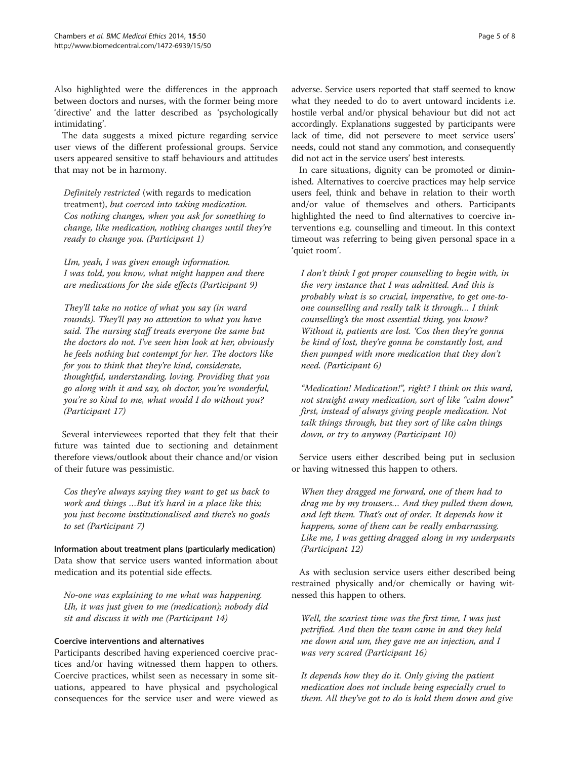Also highlighted were the differences in the approach between doctors and nurses, with the former being more 'directive' and the latter described as 'psychologically intimidating'.

The data suggests a mixed picture regarding service user views of the different professional groups. Service users appeared sensitive to staff behaviours and attitudes that may not be in harmony.

> *Definitely restricted* (with regards to medication treatment), *but coerced into taking medication. Cos nothing changes, when you ask for something to change, like medication, nothing changes until they're ready to change you. (Participant 1)*

> *Um, yeah, I was given enough information. I was told, you know, what might happen and there are medications for the side effects (Participant 9)*

> *They'll take no notice of what you say (in ward rounds). They'll pay no attention to what you have said. The nursing staff treats everyone the same but the doctors do not. I've seen him look at her, obviously he feels nothing but contempt for her. The doctors like for you to think that they're kind, considerate, thoughtful, understanding, loving. Providing that you go along with it and say, oh doctor, you're wonderful, you're so kind to me, what would I do without you? (Participant 17)*

Several interviewees reported that they felt that their future was tainted due to sectioning and detainment therefore views/outlook about their chance and/or vision of their future was pessimistic.

> *Cos they're always saying they want to get us back to work and things …But it's hard in a place like this; you just become institutionalised and there's no goals to set (Participant 7)*

#### Information about treatment plans (particularly medication)

Data show that service users wanted information about medication and its potential side effects.

> *No-one was explaining to me what was happening. Uh, it was just given to me (medication); nobody did sit and discuss it with me (Participant 14)*

#### Coercive interventions and alternatives

Participants described having experienced coercive practices and/or having witnessed them happen to others. Coercive practices, whilst seen as necessary in some situations, appeared to have physical and psychological consequences for the service user and were viewed as adverse. Service users reported that staff seemed to know what they needed to do to avert untoward incidents i.e. hostile verbal and/or physical behaviour but did not act accordingly. Explanations suggested by participants were lack of time, did not persevere to meet service users' needs, could not stand any commotion, and consequently did not act in the service users' best interests.

In care situations, dignity can be promoted or diminished. Alternatives to coercive practices may help service users feel, think and behave in relation to their worth and/or value of themselves and others. Participants highlighted the need to find alternatives to coercive interventions e.g. counselling and timeout. In this context timeout was referring to being given personal space in a 'quiet room'.

> *I don't think I got proper counselling to begin with, in the very instance that I was admitted. And this is probably what is so crucial, imperative, to get one-to-one counselling and really talk it through… I think counselling's the most essential thing, you know? Without it, patients are lost. 'Cos then they're gonna be kind of lost, they're gonna be constantly lost, and then pumped with more medication that they don't need. (Participant 6)*

> *"Medication! Medication!", right? I think on this ward, not straight away medication, sort of like "calm down" first, instead of always giving people medication. Not talk things through, but they sort of like calm things down, or try to anyway (Participant 10)*

Service users either described being put in seclusion or having witnessed this happen to others.

> *When they dragged me forward, one of them had to drag me by my trousers… And they pulled them down, and left them. That's out of order. It depends how it happens, some of them can be really embarrassing. Like me, I was getting dragged along in my underpants (Participant 12)*

As with seclusion service users either described being restrained physically and/or chemically or having witnessed this happen to others.

> *Well, the scariest time was the first time, I was just petrified. And then the team came in and they held me down and um, they gave me an injection, and I was very scared (Participant 16)*

> *It depends how they do it. Only giving the patient medication does not include being especially cruel to them. All they've got to do is hold them down and give*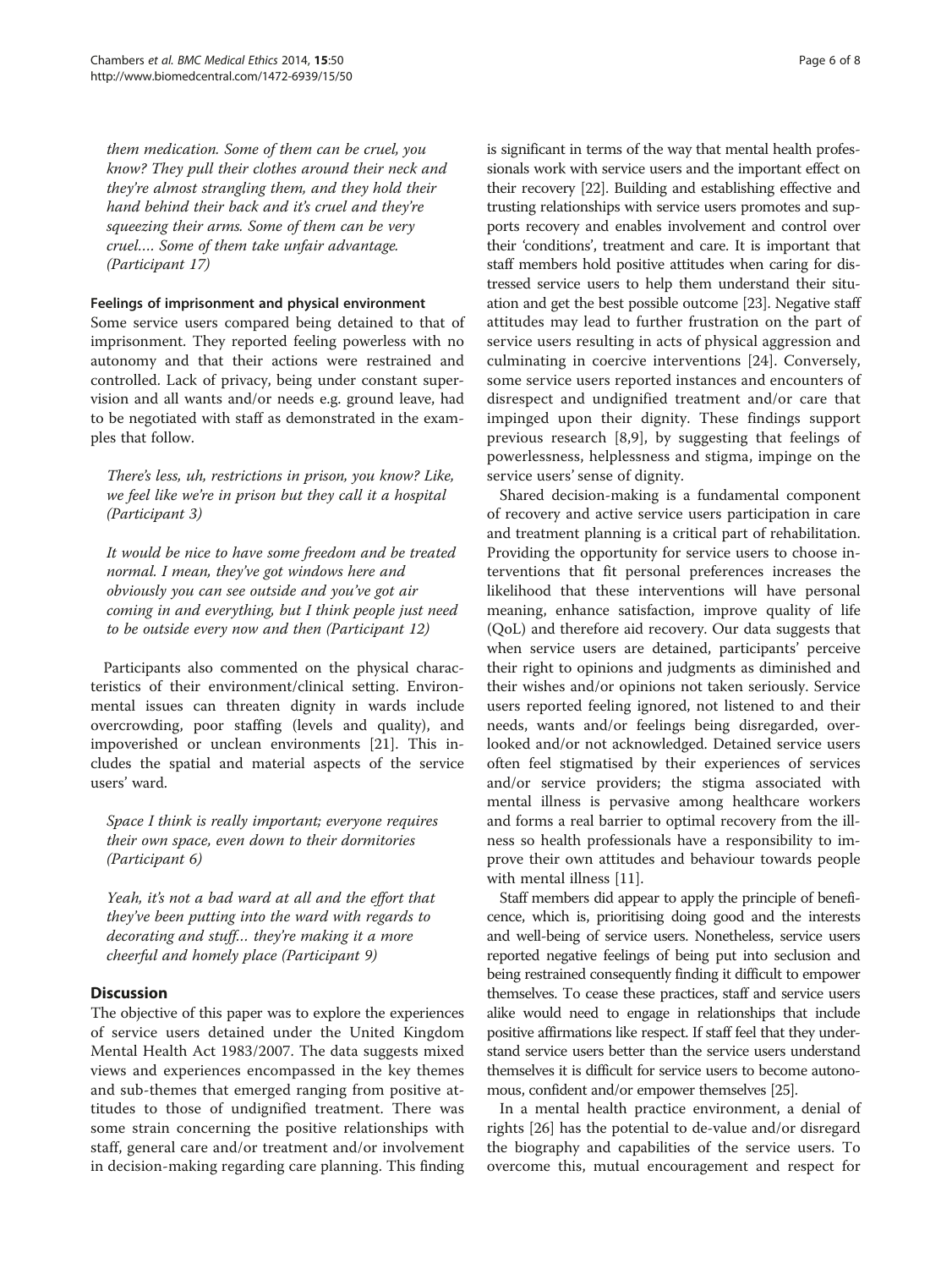*them medication. Some of them can be cruel, you know? They pull their clothes around their neck and they're almost strangling them, and they hold their hand behind their back and it's cruel and they're squeezing their arms. Some of them can be very cruel…. Some of them take unfair advantage. (Participant 17)*

#### Feelings of imprisonment and physical environment

Some service users compared being detained to that of imprisonment. They reported feeling powerless with no autonomy and that their actions were restrained and controlled. Lack of privacy, being under constant supervision and all wants and/or needs e.g. ground leave, had to be negotiated with staff as demonstrated in the examples that follow.

*There's less, uh, restrictions in prison, you know? Like, we feel like we're in prison but they call it a hospital (Participant 3)*

*It would be nice to have some freedom and be treated normal. I mean, they've got windows here and obviously you can see outside and you've got air coming in and everything, but I think people just need to be outside every now and then (Participant 12)*

Participants also commented on the physical characteristics of their environment/clinical setting. Environmental issues can threaten dignity in wards include overcrowding, poor staffing (levels and quality), and impoverished or unclean environments [21]. This includes the spatial and material aspects of the service users' ward.

*Space I think is really important; everyone requires their own space, even down to their dormitories (Participant 6)*

*Yeah, it's not a bad ward at all and the effort that they've been putting into the ward with regards to decorating and stuff… they're making it a more cheerful and homely place (Participant 9)*

## Discussion

The objective of this paper was to explore the experiences of service users detained under the United Kingdom Mental Health Act 1983/2007. The data suggests mixed views and experiences encompassed in the key themes and sub-themes that emerged ranging from positive attitudes to those of undignified treatment. There was some strain concerning the positive relationships with staff, general care and/or treatment and/or involvement in decision-making regarding care planning. This finding is significant in terms of the way that mental health professionals work with service users and the important effect on their recovery [22]. Building and establishing effective and trusting relationships with service users promotes and supports recovery and enables involvement and control over their 'conditions', treatment and care. It is important that staff members hold positive attitudes when caring for distressed service users to help them understand their situation and get the best possible outcome [23]. Negative staff attitudes may lead to further frustration on the part of service users resulting in acts of physical aggression and culminating in coercive interventions [24]. Conversely, some service users reported instances and encounters of disrespect and undignified treatment and/or care that impinged upon their dignity. These findings support previous research [8,9], by suggesting that feelings of powerlessness, helplessness and stigma, impinge on the service users' sense of dignity.

Shared decision-making is a fundamental component of recovery and active service users participation in care and treatment planning is a critical part of rehabilitation. Providing the opportunity for service users to choose interventions that fit personal preferences increases the likelihood that these interventions will have personal meaning, enhance satisfaction, improve quality of life (QoL) and therefore aid recovery. Our data suggests that when service users are detained, participants' perceive their right to opinions and judgments as diminished and their wishes and/or opinions not taken seriously. Service users reported feeling ignored, not listened to and their needs, wants and/or feelings being disregarded, overlooked and/or not acknowledged. Detained service users often feel stigmatised by their experiences of services and/or service providers; the stigma associated with mental illness is pervasive among healthcare workers and forms a real barrier to optimal recovery from the illness so health professionals have a responsibility to improve their own attitudes and behaviour towards people with mental illness [11].

Staff members did appear to apply the principle of beneficence, which is, prioritising doing good and the interests and well-being of service users. Nonetheless, service users reported negative feelings of being put into seclusion and being restrained consequently finding it difficult to empower themselves. To cease these practices, staff and service users alike would need to engage in relationships that include positive affirmations like respect. If staff feel that they understand service users better than the service users understand themselves it is difficult for service users to become autonomous, confident and/or empower themselves [25].

In a mental health practice environment, a denial of rights [26] has the potential to de-value and/or disregard the biography and capabilities of the service users. To overcome this, mutual encouragement and respect for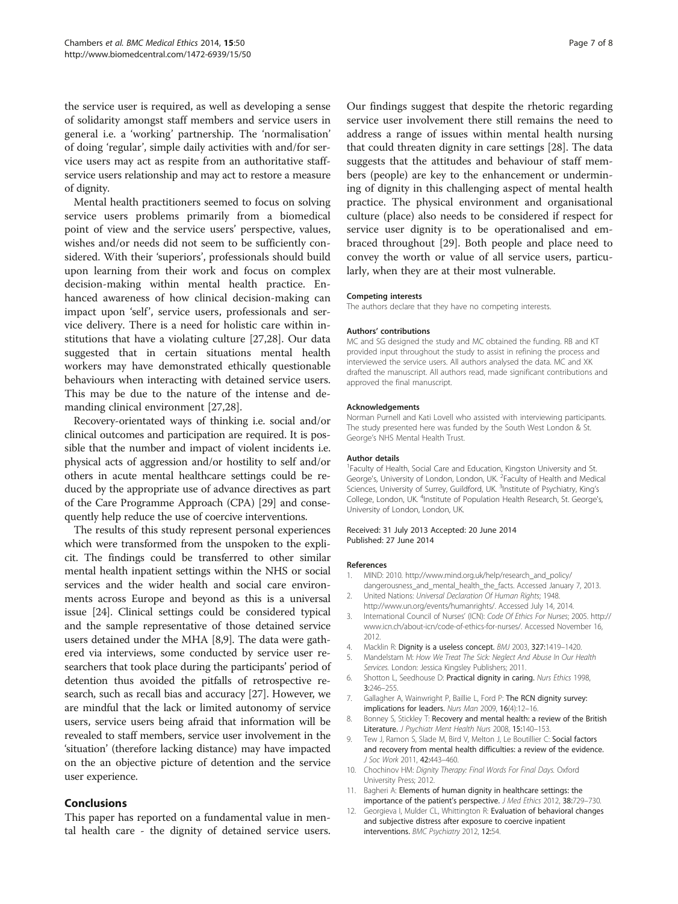the service user is required, as well as developing a sense of solidarity amongst staff members and service users in general i.e. a 'working' partnership. The 'normalisation' of doing 'regular', simple daily activities with and/for service users may act as respite from an authoritative staff-service users relationship and may act to restore a measure of dignity.

Mental health practitioners seemed to focus on solving service users problems primarily from a biomedical point of view and the service users' perspective, values, wishes and/or needs did not seem to be sufficiently considered. With their 'superiors', professionals should build upon learning from their work and focus on complex decision-making within mental health practice. Enhanced awareness of how clinical decision-making can impact upon 'self', service users, professionals and service delivery. There is a need for holistic care within institutions that have a violating culture [27,28]. Our data suggested that in certain situations mental health workers may have demonstrated ethically questionable behaviours when interacting with detained service users. This may be due to the nature of the intense and demanding clinical environment [27,28].

Recovery-orientated ways of thinking i.e. social and/or clinical outcomes and participation are required. It is possible that the number and impact of violent incidents i.e. physical acts of aggression and/or hostility to self and/or others in acute mental healthcare settings could be reduced by the appropriate use of advance directives as part of the Care Programme Approach (CPA) [29] and consequently help reduce the use of coercive interventions.

The results of this study represent personal experiences which were transformed from the unspoken to the explicit. The findings could be transferred to other similar mental health inpatient settings within the NHS or social services and the wider health and social care environments across Europe and beyond as this is a universal issue [24]. Clinical settings could be considered typical and the sample representative of those detained service users detained under the MHA [8,9]. The data were gathered via interviews, some conducted by service user researchers that took place during the participants' period of detention thus avoided the pitfalls of retrospective research, such as recall bias and accuracy [27]. However, we are mindful that the lack or limited autonomy of service users, service users being afraid that information will be revealed to staff members, service user involvement in the 'situation' (therefore lacking distance) may have impacted on the an objective picture of detention and the service user experience.

## Conclusions

This paper has reported on a fundamental value in mental health care - the dignity of detained service users. Our findings suggest that despite the rhetoric regarding service user involvement there still remains the need to address a range of issues within mental health nursing that could threaten dignity in care settings [28]. The data suggests that the attitudes and behaviour of staff members (people) are key to the enhancement or undermining of dignity in this challenging aspect of mental health practice. The physical environment and organisational culture (place) also needs to be considered if respect for service user dignity is to be operationalised and embraced throughout [29]. Both people and place need to convey the worth or value of all service users, particularly, when they are at their most vulnerable.

#### Competing interests

The authors declare that they have no competing interests.

#### Authors' contributions

MC and SG designed the study and MC obtained the funding. RB and KT provided input throughout the study to assist in refining the process and interviewed the service users. All authors analysed the data. MC and XK drafted the manuscript. All authors read, made significant contributions and approved the final manuscript.

#### Acknowledgements

Norman Purnell and Kati Lovell who assisted with interviewing participants. The study presented here was funded by the South West London & St. George's NHS Mental Health Trust.

#### Author details

[1]Faculty of Health, Social Care and Education, Kingston University and St. George's, University of London, London, UK. [2]Faculty of Health and Medical Sciences, University of Surrey, Guildford, UK. [3]Institute of Psychiatry, King's College, London, UK. [4]Institute of Population Health Research, St. George's, University of London, London, UK.

Received: 31 July 2013 Accepted: 20 June 2014
Published: 27 June 2014

#### References

1. MIND: 2010. http://www.mind.org.uk/help/research_and_policy/dangerousness_and_mental_health_the_facts. Accessed January 7, 2013.
2. United Nations: *Universal Declaration Of Human Rights*; 1948. http://www.un.org/events/humanrights/. Accessed July 14, 2014.
3. International Council of Nurses' (ICN): *Code Of Ethics For Nurses*; 2005. http://www.icn.ch/about-icn/code-of-ethics-for-nurses/. Accessed November 16, 2012.
4. Macklin R: **Dignity is a useless concept.** *BMJ* 2003, **327:**1419–1420.
5. Mandelstam M: *How We Treat The Sick: Neglect And Abuse In Our Health Services*. London: Jessica Kingsley Publishers; 2011.
6. Shotton L, Seedhouse D: **Practical dignity in caring.** *Nurs Ethics* 1998, **3:**246–255.
7. Gallagher A, Wainwright P, Baillie L, Ford P: **The RCN dignity survey: implications for leaders.** *Nurs Man* 2009, **16**(4):12–16.
8. Bonney S, Stickley T: **Recovery and mental health: a review of the British Literature.** *J Psychiatr Ment Health Nurs* 2008, **15:**140–153.
9. Tew J, Ramon S, Slade M, Bird V, Melton J, Le Boutillier C: **Social factors and recovery from mental health difficulties: a review of the evidence.** *J Soc Work* 2011, **42:**443–460.
10. Chochinov HM: *Dignity Therapy: Final Words For Final Days*. Oxford University Press; 2012.
11. Bagheri A: **Elements of human dignity in healthcare settings: the importance of the patient's perspective.** *J Med Ethics* 2012, **38:**729–730.
12. Georgieva I, Mulder CL, Whittington R: **Evaluation of behavioral changes and subjective distress after exposure to coercive inpatient interventions.** *BMC Psychiatry* 2012, **12:**54.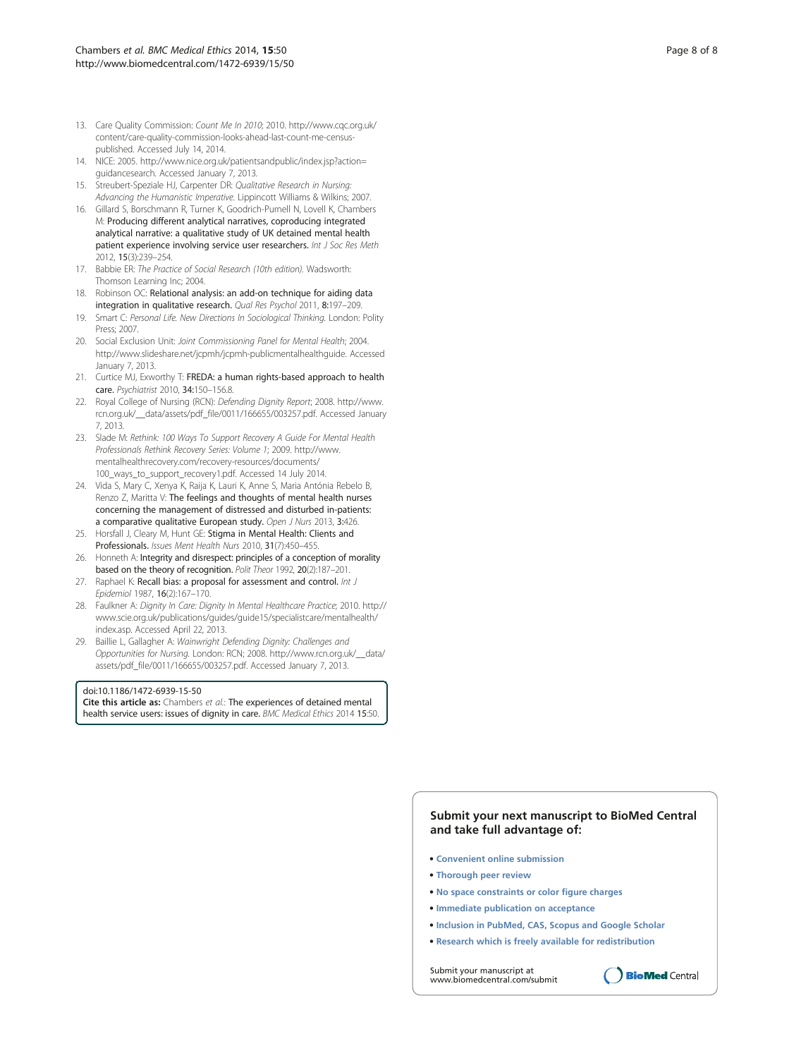13. Care Quality Commission: *Count Me In 2010*; 2010. http://www.cqc.org.uk/content/care-quality-commission-looks-ahead-last-count-me-census-published. Accessed July 14, 2014.
14. NICE: 2005. http://www.nice.org.uk/patientsandpublic/index.jsp?action=guidancesearch. Accessed January 7, 2013.
15. Streubert-Speziale HJ, Carpenter DR: *Qualitative Research in Nursing: Advancing the Humanistic Imperative.* Lippincott Williams & Wilkins; 2007.
16. Gillard S, Borschmann R, Turner K, Goodrich-Purnell N, Lovell K, Chambers M: **Producing different analytical narratives, coproducing integrated analytical narrative: a qualitative study of UK detained mental health patient experience involving service user researchers.** *Int J Soc Res Meth* 2012, **15**(3):239–254.
17. Babbie ER: *The Practice of Social Research (10th edition).* Wadsworth: Thomson Learning Inc; 2004.
18. Robinson OC: **Relational analysis: an add-on technique for aiding data integration in qualitative research.** *Qual Res Psychol* 2011, **8:**197–209.
19. Smart C: *Personal Life. New Directions In Sociological Thinking.* London: Polity Press; 2007.
20. Social Exclusion Unit: *Joint Commissioning Panel for Mental Health*; 2004. http://www.slideshare.net/jcpmh/jcpmh-publicmentalhealthguide. Accessed January 7, 2013.
21. Curtice MJ, Exworthy T: **FREDA: a human rights-based approach to health care.** *Psychiatrist* 2010, **34:**150–156.8.
22. Royal College of Nursing (RCN): *Defending Dignity Report*; 2008. http://www.rcn.org.uk/__data/assets/pdf_file/0011/166655/003257.pdf. Accessed January 7, 2013.
23. Slade M: *Rethink: 100 Ways To Support Recovery A Guide For Mental Health Professionals Rethink Recovery Series: Volume 1*; 2009. http://www.mentalhealthrecovery.com/recovery-resources/documents/100_ways_to_support_recovery1.pdf. Accessed 14 July 2014.
24. Vida S, Mary C, Xenya K, Raija K, Lauri K, Anne S, Maria Antónia Rebelo B, Renzo Z, Maritta V: **The feelings and thoughts of mental health nurses concerning the management of distressed and disturbed in-patients: a comparative qualitative European study.** *Open J Nurs* 2013, **3:**426.
25. Horsfall J, Cleary M, Hunt GE: **Stigma in Mental Health: Clients and Professionals.** *Issues Ment Health Nurs* 2010, **31**(7):450–455.
26. Honneth A: **Integrity and disrespect: principles of a conception of morality based on the theory of recognition.** *Polit Theor* 1992, **20**(2):187–201.
27. Raphael K: **Recall bias: a proposal for assessment and control.** *Int J Epidemiol* 1987, **16**(2):167–170.
28. Faulkner A: *Dignity In Care: Dignity In Mental Healthcare Practice*; 2010. http://www.scie.org.uk/publications/guides/guide15/specialistcare/mentalhealth/index.asp. Accessed April 22, 2013.
29. Baillie L, Gallagher A: *Wainwright Defending Dignity: Challenges and Opportunities for Nursing.* London: RCN; 2008. http://www.rcn.org.uk/__data/assets/pdf_file/0011/166655/003257.pdf. Accessed January 7, 2013.

doi:10.1186/1472-6939-15-50

**Cite this article as:** Chambers *et al.*: The experiences of detained mental health service users: issues of dignity in care. *BMC Medical Ethics* 2014 **15**:50.

**Submit your next manuscript to BioMed Central and take full advantage of:**

- **Convenient online submission**
- **Thorough peer review**
- **No space constraints or color figure charges**
- **Immediate publication on acceptance**
- **Inclusion in PubMed, CAS, Scopus and Google Scholar**
- **Research which is freely available for redistribution**

Submit your manuscript at
www.biomedcentral.com/submit

BioMed Central